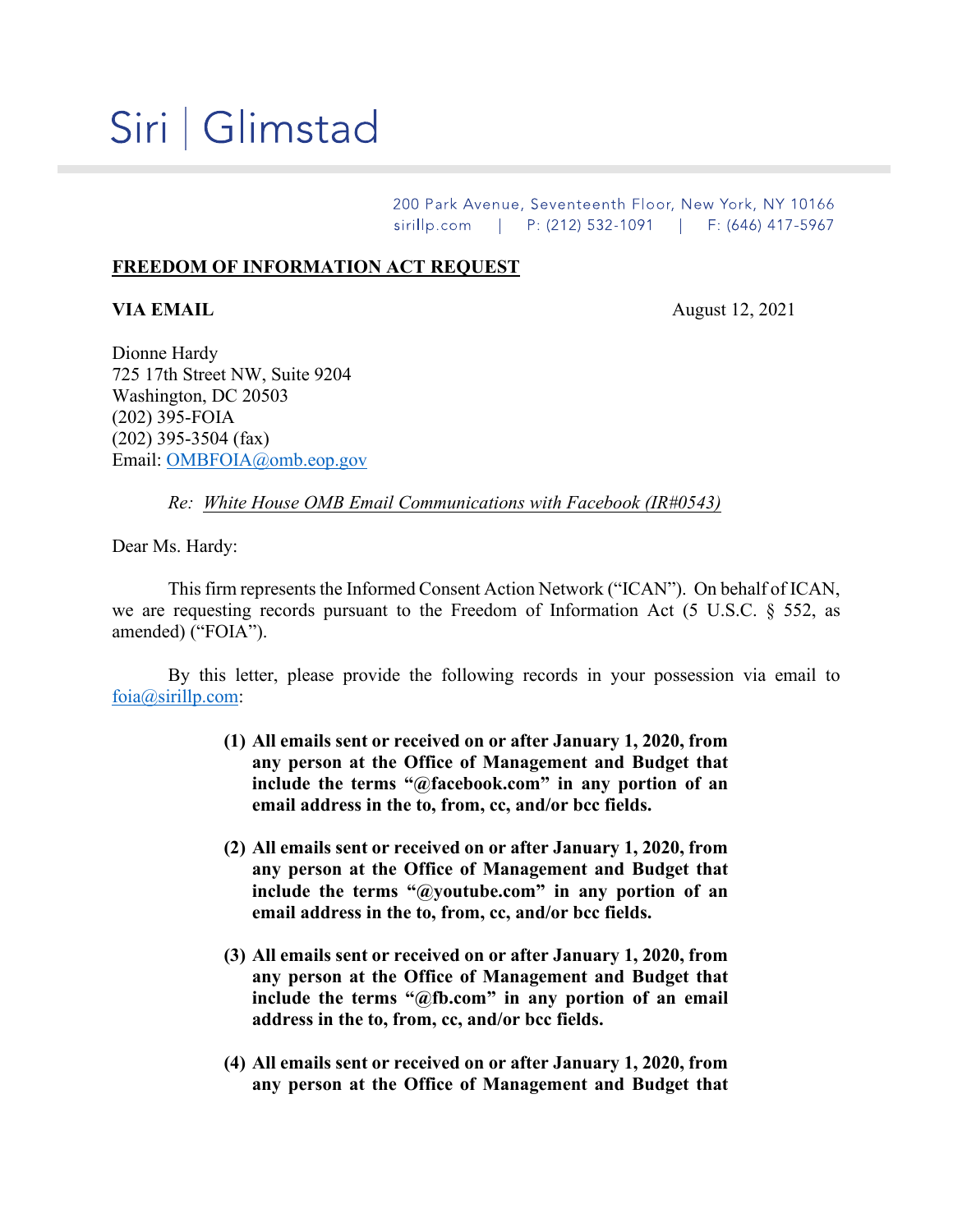# Siri | Glimstad

200 Park Avenue, Seventeenth Floor, New York, NY 10166
sirillp.com | P: (212) 532-1091 | F: (646) 417-5967

**FREEDOM OF INFORMATION ACT REQUEST**

**VIA EMAIL** August 12, 2021

Dionne Hardy
725 17th Street NW, Suite 9204
Washington, DC 20503
(202) 395-FOIA
(202) 395-3504 (fax)
Email: OMBFOIA@omb.eop.gov

*Re: White House OMB Email Communications with Facebook (IR#0543)*

Dear Ms. Hardy:

This firm represents the Informed Consent Action Network ("ICAN"). On behalf of ICAN, we are requesting records pursuant to the Freedom of Information Act (5 U.S.C. § 552, as amended) ("FOIA").

By this letter, please provide the following records in your possession via email to foia@sirillp.com:

**(1) All emails sent or received on or after January 1, 2020, from any person at the Office of Management and Budget that include the terms "@facebook.com" in any portion of an email address in the to, from, cc, and/or bcc fields.**

**(2) All emails sent or received on or after January 1, 2020, from any person at the Office of Management and Budget that include the terms "@youtube.com" in any portion of an email address in the to, from, cc, and/or bcc fields.**

**(3) All emails sent or received on or after January 1, 2020, from any person at the Office of Management and Budget that include the terms "@fb.com" in any portion of an email address in the to, from, cc, and/or bcc fields.**

**(4) All emails sent or received on or after January 1, 2020, from any person at the Office of Management and Budget that**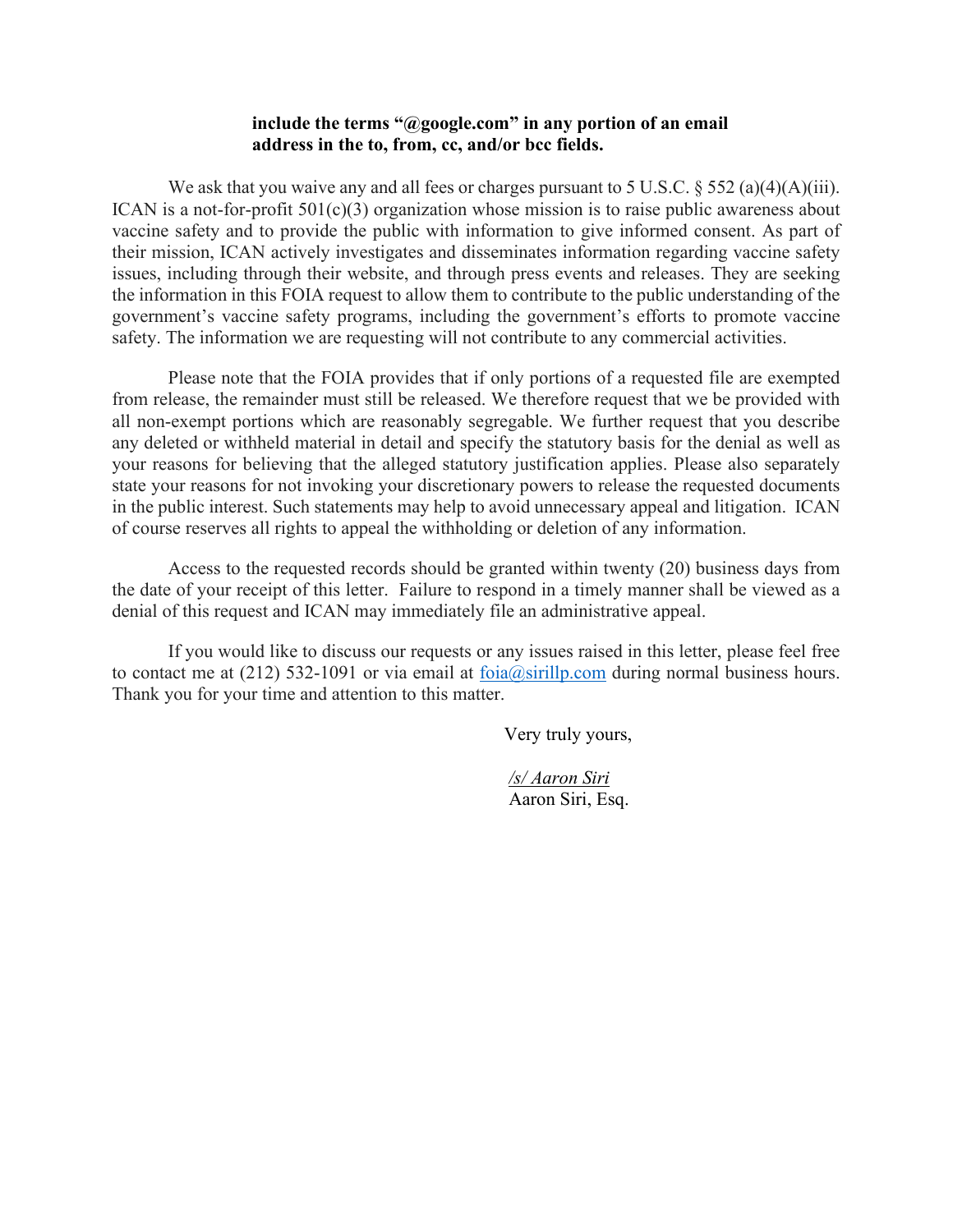**include the terms "@google.com" in any portion of an email address in the to, from, cc, and/or bcc fields.**

We ask that you waive any and all fees or charges pursuant to 5 U.S.C. § 552 (a)(4)(A)(iii). ICAN is a not-for-profit 501(c)(3) organization whose mission is to raise public awareness about vaccine safety and to provide the public with information to give informed consent. As part of their mission, ICAN actively investigates and disseminates information regarding vaccine safety issues, including through their website, and through press events and releases. They are seeking the information in this FOIA request to allow them to contribute to the public understanding of the government's vaccine safety programs, including the government's efforts to promote vaccine safety. The information we are requesting will not contribute to any commercial activities.

Please note that the FOIA provides that if only portions of a requested file are exempted from release, the remainder must still be released. We therefore request that we be provided with all non-exempt portions which are reasonably segregable. We further request that you describe any deleted or withheld material in detail and specify the statutory basis for the denial as well as your reasons for believing that the alleged statutory justification applies. Please also separately state your reasons for not invoking your discretionary powers to release the requested documents in the public interest. Such statements may help to avoid unnecessary appeal and litigation. ICAN of course reserves all rights to appeal the withholding or deletion of any information.

Access to the requested records should be granted within twenty (20) business days from the date of your receipt of this letter. Failure to respond in a timely manner shall be viewed as a denial of this request and ICAN may immediately file an administrative appeal.

If you would like to discuss our requests or any issues raised in this letter, please feel free to contact me at (212) 532-1091 or via email at foia@sirillp.com during normal business hours. Thank you for your time and attention to this matter.

Very truly yours,

*/s/ Aaron Siri*
Aaron Siri, Esq.